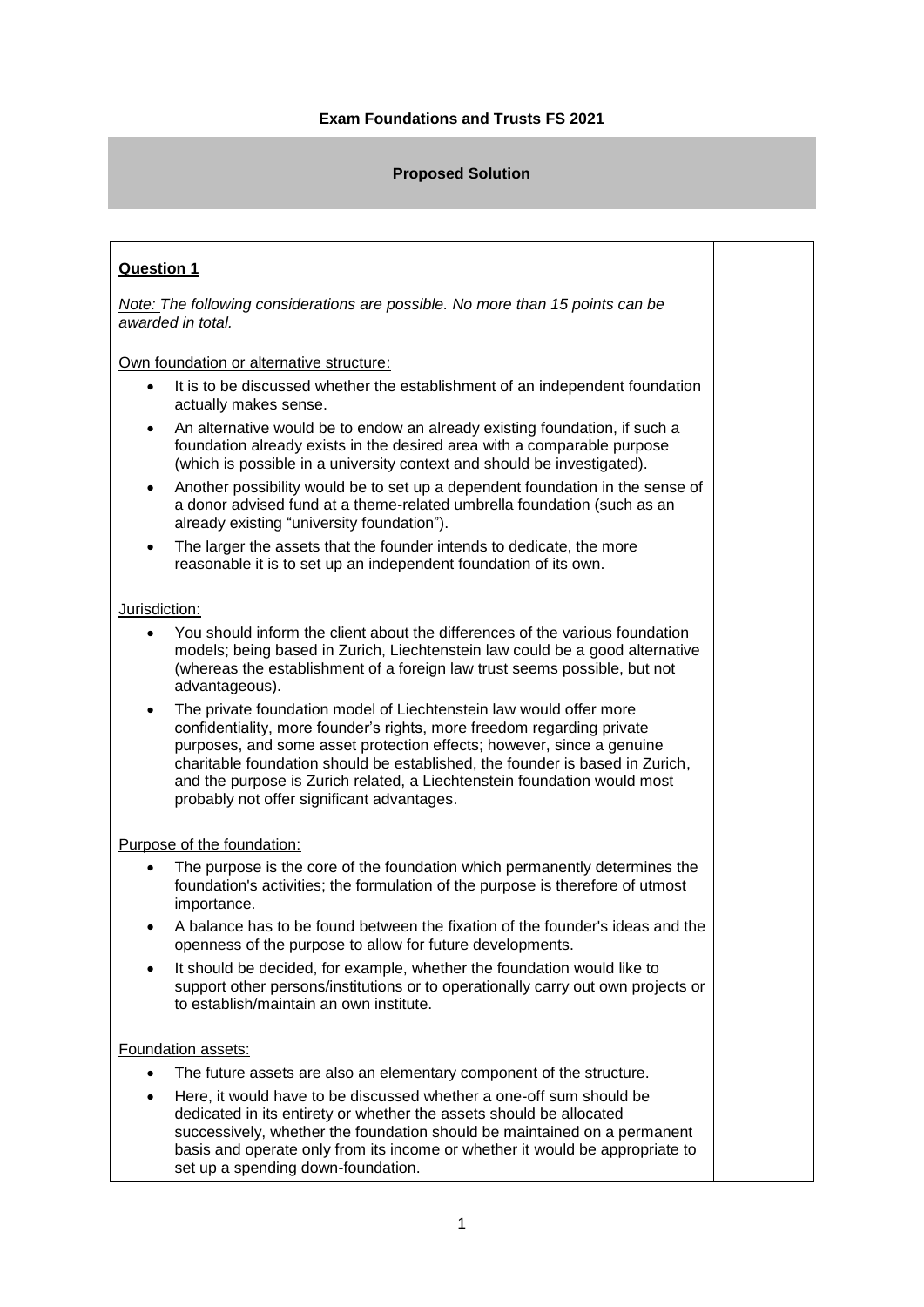**Exam Foundations and Trusts FS 2021**

**Proposed Solution**

**Question 1**

*Note: The following considerations are possible. No more than 15 points can be awarded in total.*

Own foundation or alternative structure:

- It is to be discussed whether the establishment of an independent foundation actually makes sense.
- An alternative would be to endow an already existing foundation, if such a foundation already exists in the desired area with a comparable purpose (which is possible in a university context and should be investigated).
- Another possibility would be to set up a dependent foundation in the sense of a donor advised fund at a theme-related umbrella foundation (such as an already existing "university foundation").
- The larger the assets that the founder intends to dedicate, the more reasonable it is to set up an independent foundation of its own.

Jurisdiction:

- You should inform the client about the differences of the various foundation models; being based in Zurich, Liechtenstein law could be a good alternative (whereas the establishment of a foreign law trust seems possible, but not advantageous).
- The private foundation model of Liechtenstein law would offer more confidentiality, more founder's rights, more freedom regarding private purposes, and some asset protection effects; however, since a genuine charitable foundation should be established, the founder is based in Zurich, and the purpose is Zurich related, a Liechtenstein foundation would most probably not offer significant advantages.

Purpose of the foundation:

- The purpose is the core of the foundation which permanently determines the foundation's activities; the formulation of the purpose is therefore of utmost importance.
- A balance has to be found between the fixation of the founder's ideas and the openness of the purpose to allow for future developments.
- It should be decided, for example, whether the foundation would like to support other persons/institutions or to operationally carry out own projects or to establish/maintain an own institute.

Foundation assets:

- The future assets are also an elementary component of the structure.
- Here, it would have to be discussed whether a one-off sum should be dedicated in its entirety or whether the assets should be allocated successively, whether the foundation should be maintained on a permanent basis and operate only from its income or whether it would be appropriate to set up a spending down-foundation.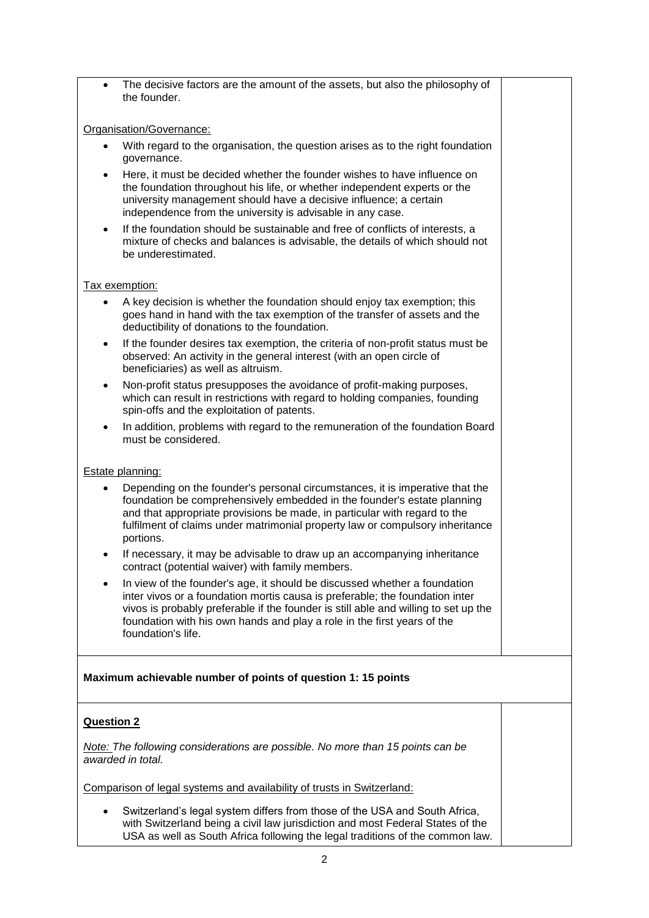- The decisive factors are the amount of the assets, but also the philosophy of the founder.

Organisation/Governance:

- With regard to the organisation, the question arises as to the right foundation governance.
- Here, it must be decided whether the founder wishes to have influence on the foundation throughout his life, or whether independent experts or the university management should have a decisive influence; a certain independence from the university is advisable in any case.
- If the foundation should be sustainable and free of conflicts of interests, a mixture of checks and balances is advisable, the details of which should not be underestimated.

Tax exemption:

- A key decision is whether the foundation should enjoy tax exemption; this goes hand in hand with the tax exemption of the transfer of assets and the deductibility of donations to the foundation.
- If the founder desires tax exemption, the criteria of non-profit status must be observed: An activity in the general interest (with an open circle of beneficiaries) as well as altruism.
- Non-profit status presupposes the avoidance of profit-making purposes, which can result in restrictions with regard to holding companies, founding spin-offs and the exploitation of patents.
- In addition, problems with regard to the remuneration of the foundation Board must be considered.

Estate planning:

- Depending on the founder's personal circumstances, it is imperative that the foundation be comprehensively embedded in the founder's estate planning and that appropriate provisions be made, in particular with regard to the fulfilment of claims under matrimonial property law or compulsory inheritance portions.
- If necessary, it may be advisable to draw up an accompanying inheritance contract (potential waiver) with family members.
- In view of the founder's age, it should be discussed whether a foundation inter vivos or a foundation mortis causa is preferable; the foundation inter vivos is probably preferable if the founder is still able and willing to set up the foundation with his own hands and play a role in the first years of the foundation's life.

**Maximum achievable number of points of question 1: 15 points**

**Question 2**

*Note: The following considerations are possible. No more than 15 points can be awarded in total.*

Comparison of legal systems and availability of trusts in Switzerland:

- Switzerland's legal system differs from those of the USA and South Africa, with Switzerland being a civil law jurisdiction and most Federal States of the USA as well as South Africa following the legal traditions of the common law.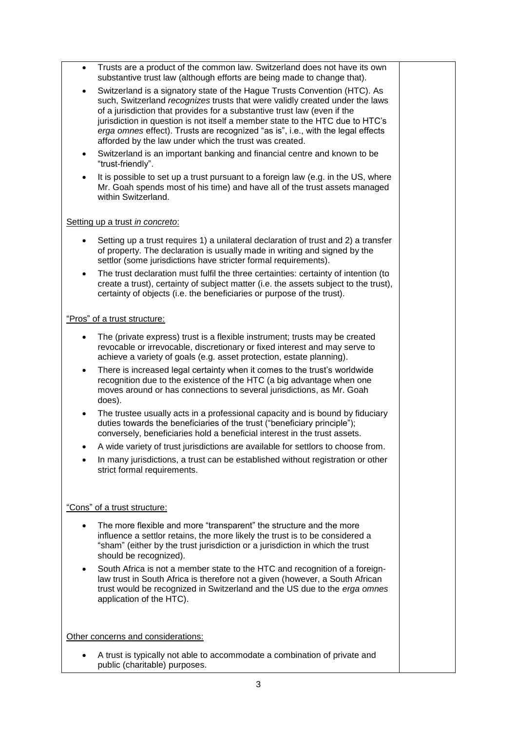- Trusts are a product of the common law. Switzerland does not have its own substantive trust law (although efforts are being made to change that).
- Switzerland is a signatory state of the Hague Trusts Convention (HTC). As such, Switzerland *recognizes* trusts that were validly created under the laws of a jurisdiction that provides for a substantive trust law (even if the jurisdiction in question is not itself a member state to the HTC due to HTC's *erga omnes* effect). Trusts are recognized "as is", i.e., with the legal effects afforded by the law under which the trust was created.
- Switzerland is an important banking and financial centre and known to be "trust-friendly".
- It is possible to set up a trust pursuant to a foreign law (e.g. in the US, where Mr. Goah spends most of his time) and have all of the trust assets managed within Switzerland.

Setting up a trust *in concreto*:

- Setting up a trust requires 1) a unilateral declaration of trust and 2) a transfer of property. The declaration is usually made in writing and signed by the settlor (some jurisdictions have stricter formal requirements).
- The trust declaration must fulfil the three certainties: certainty of intention (to create a trust), certainty of subject matter (i.e. the assets subject to the trust), certainty of objects (i.e. the beneficiaries or purpose of the trust).

"Pros" of a trust structure:

- The (private express) trust is a flexible instrument; trusts may be created revocable or irrevocable, discretionary or fixed interest and may serve to achieve a variety of goals (e.g. asset protection, estate planning).
- There is increased legal certainty when it comes to the trust's worldwide recognition due to the existence of the HTC (a big advantage when one moves around or has connections to several jurisdictions, as Mr. Goah does).
- The trustee usually acts in a professional capacity and is bound by fiduciary duties towards the beneficiaries of the trust ("beneficiary principle"); conversely, beneficiaries hold a beneficial interest in the trust assets.
- A wide variety of trust jurisdictions are available for settlors to choose from.
- In many jurisdictions, a trust can be established without registration or other strict formal requirements.

"Cons" of a trust structure:

- The more flexible and more "transparent" the structure and the more influence a settlor retains, the more likely the trust is to be considered a "sham" (either by the trust jurisdiction or a jurisdiction in which the trust should be recognized).
- South Africa is not a member state to the HTC and recognition of a foreign-law trust in South Africa is therefore not a given (however, a South African trust would be recognized in Switzerland and the US due to the *erga omnes* application of the HTC).

Other concerns and considerations:

- A trust is typically not able to accommodate a combination of private and public (charitable) purposes.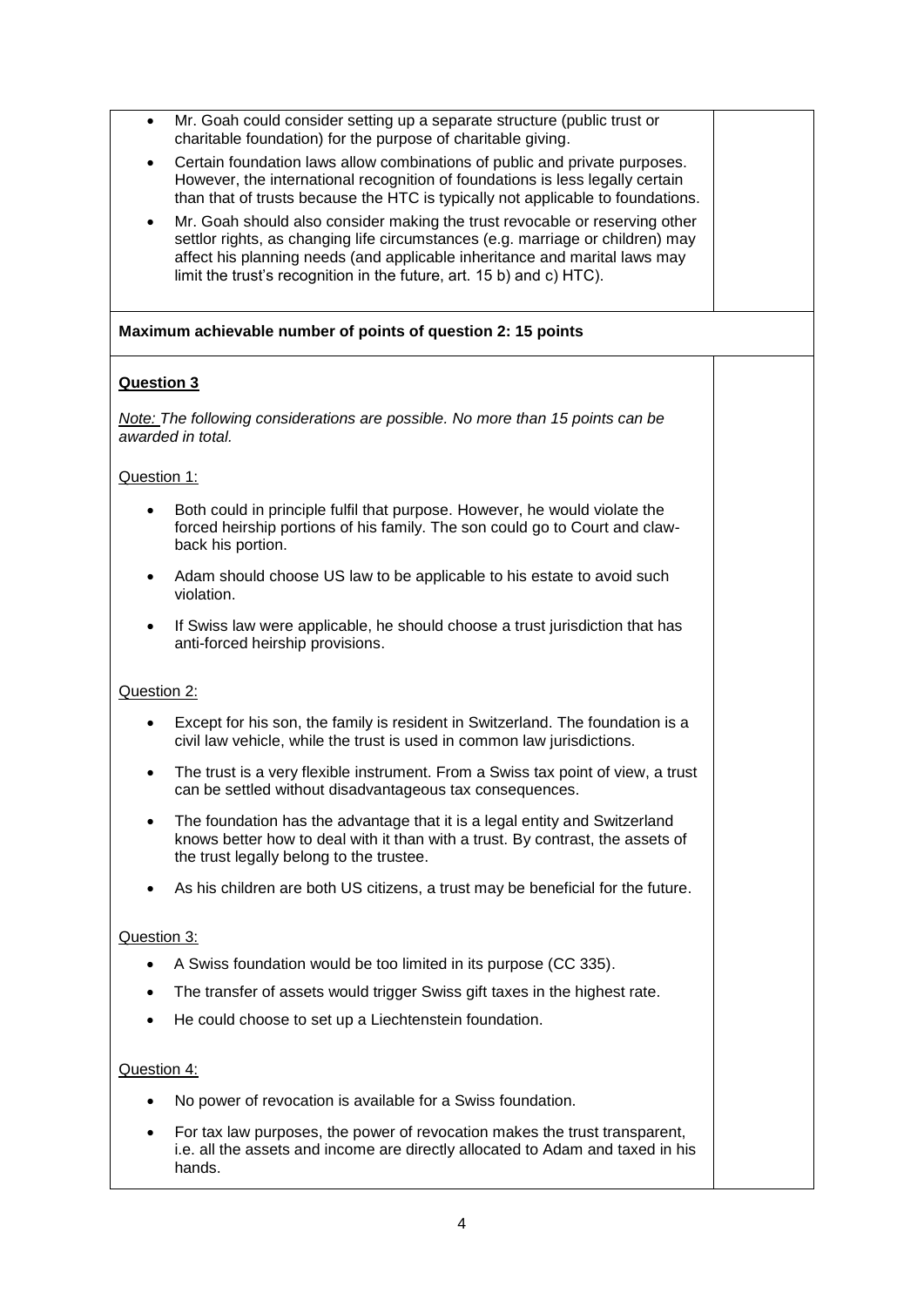- Mr. Goah could consider setting up a separate structure (public trust or charitable foundation) for the purpose of charitable giving.
- Certain foundation laws allow combinations of public and private purposes. However, the international recognition of foundations is less legally certain than that of trusts because the HTC is typically not applicable to foundations.
- Mr. Goah should also consider making the trust revocable or reserving other settlor rights, as changing life circumstances (e.g. marriage or children) may affect his planning needs (and applicable inheritance and marital laws may limit the trust's recognition in the future, art. 15 b) and c) HTC).

**Maximum achievable number of points of question 2: 15 points**

**<u>Question 3</u>**

*<u>Note:</u> The following considerations are possible. No more than 15 points can be awarded in total.*

<u>Question 1:</u>

- Both could in principle fulfil that purpose. However, he would violate the forced heirship portions of his family. The son could go to Court and claw-back his portion.
- Adam should choose US law to be applicable to his estate to avoid such violation.
- If Swiss law were applicable, he should choose a trust jurisdiction that has anti-forced heirship provisions.

<u>Question 2:</u>

- Except for his son, the family is resident in Switzerland. The foundation is a civil law vehicle, while the trust is used in common law jurisdictions.
- The trust is a very flexible instrument. From a Swiss tax point of view, a trust can be settled without disadvantageous tax consequences.
- The foundation has the advantage that it is a legal entity and Switzerland knows better how to deal with it than with a trust. By contrast, the assets of the trust legally belong to the trustee.
- As his children are both US citizens, a trust may be beneficial for the future.

<u>Question 3:</u>

- A Swiss foundation would be too limited in its purpose (CC 335).
- The transfer of assets would trigger Swiss gift taxes in the highest rate.
- He could choose to set up a Liechtenstein foundation.

<u>Question 4:</u>

- No power of revocation is available for a Swiss foundation.
- For tax law purposes, the power of revocation makes the trust transparent, i.e. all the assets and income are directly allocated to Adam and taxed in his hands.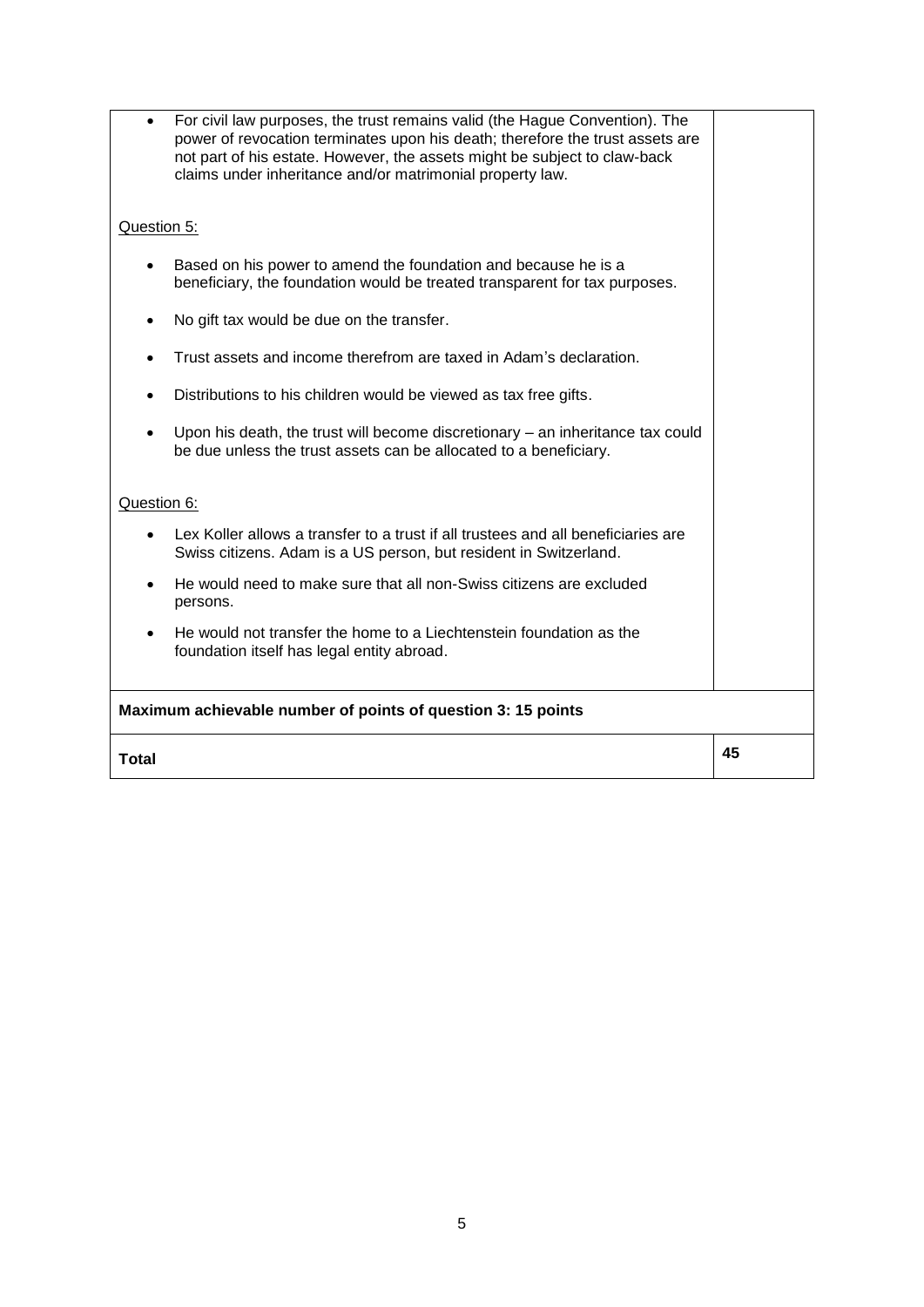| | |
|---|---|
| - For civil law purposes, the trust remains valid (the Hague Convention). The power of revocation terminates upon his death; therefore the trust assets are not part of his estate. However, the assets might be subject to claw-back claims under inheritance and/or matrimonial property law.<br><br>Question 5:<br><br>- Based on his power to amend the foundation and because he is a beneficiary, the foundation would be treated transparent for tax purposes.<br>- No gift tax would be due on the transfer.<br>- Trust assets and income therefrom are taxed in Adam's declaration.<br>- Distributions to his children would be viewed as tax free gifts.<br>- Upon his death, the trust will become discretionary – an inheritance tax could be due unless the trust assets can be allocated to a beneficiary.<br><br>Question 6:<br><br>- Lex Koller allows a transfer to a trust if all trustees and all beneficiaries are Swiss citizens. Adam is a US person, but resident in Switzerland.<br>- He would need to make sure that all non-Swiss citizens are excluded persons.<br>- He would not transfer the home to a Liechtenstein foundation as the foundation itself has legal entity abroad. | |
| **Maximum achievable number of points of question 3: 15 points** | |
| **Total** | **45** |